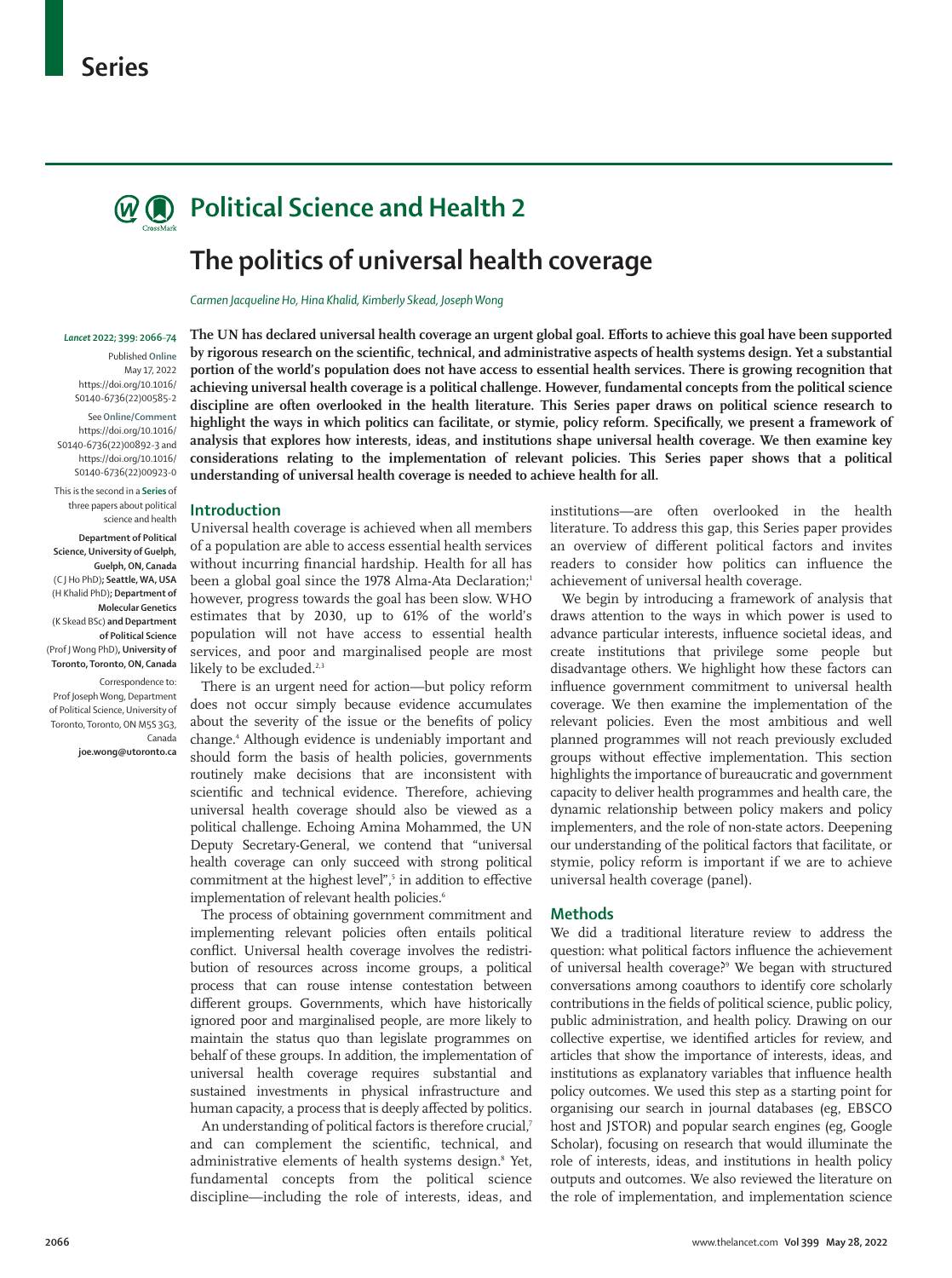# Series

# Political Science and Health 2

## The politics of universal health coverage

*Carmen Jacqueline Ho, Hina Khalid, Kimberly Skead, Joseph Wong*

**The UN has declared universal health coverage an urgent global goal. Efforts to achieve this goal have been supported by rigorous research on the scientific, technical, and administrative aspects of health systems design. Yet a substantial portion of the world's population does not have access to essential health services. There is growing recognition that achieving universal health coverage is a political challenge. However, fundamental concepts from the political science discipline are often overlooked in the health literature. This Series paper draws on political science research to highlight the ways in which politics can facilitate, or stymie, policy reform. Specifically, we present a framework of analysis that explores how interests, ideas, and institutions shape universal health coverage. We then examine key considerations relating to the implementation of relevant policies. This Series paper shows that a political understanding of universal health coverage is needed to achieve health for all.**

*Lancet* 2022; 399: 2066–74

Published Online May 17, 2022 https://doi.org/10.1016/S0140-6736(22)00585-2

See Online/Comment https://doi.org/10.1016/S0140-6736(22)00892-3 and https://doi.org/10.1016/S0140-6736(22)00923-0

This is the second in a Series of three papers about political science and health

Department of Political Science, University of Guelph, Guelph, ON, Canada (C J Ho PhD); Seattle, WA, USA (H Khalid PhD); Department of Molecular Genetics (K Skead BSc) and Department of Political Science (Prof J Wong PhD), University of Toronto, Toronto, ON, Canada

Correspondence to: Prof Joseph Wong, Department of Political Science, University of Toronto, Toronto, ON M5S 3G3, Canada joe.wong@utoronto.ca

## Introduction

Universal health coverage is achieved when all members of a population are able to access essential health services without incurring financial hardship. Health for all has been a global goal since the 1978 Alma-Ata Declaration;[1] however, progress towards the goal has been slow. WHO estimates that by 2030, up to 61% of the world's population will not have access to essential health services, and poor and marginalised people are most likely to be excluded.[2,3]

There is an urgent need for action—but policy reform does not occur simply because evidence accumulates about the severity of the issue or the benefits of policy change.[4] Although evidence is undeniably important and should form the basis of health policies, governments routinely make decisions that are inconsistent with scientific and technical evidence. Therefore, achieving universal health coverage should also be viewed as a political challenge. Echoing Amina Mohammed, the UN Deputy Secretary-General, we contend that "universal health coverage can only succeed with strong political commitment at the highest level",[5] in addition to effective implementation of relevant health policies.[6]

The process of obtaining government commitment and implementing relevant policies often entails political conflict. Universal health coverage involves the redistribution of resources across income groups, a political process that can rouse intense contestation between different groups. Governments, which have historically ignored poor and marginalised people, are more likely to maintain the status quo than legislate programmes on behalf of these groups. In addition, the implementation of universal health coverage requires substantial and sustained investments in physical infrastructure and human capacity, a process that is deeply affected by politics.

An understanding of political factors is therefore crucial,[7] and can complement the scientific, technical, and administrative elements of health systems design.[8] Yet, fundamental concepts from the political science discipline—including the role of interests, ideas, and institutions—are often overlooked in the health literature. To address this gap, this Series paper provides an overview of different political factors and invites readers to consider how politics can influence the achievement of universal health coverage.

We begin by introducing a framework of analysis that draws attention to the ways in which power is used to advance particular interests, influence societal ideas, and create institutions that privilege some people but disadvantage others. We highlight how these factors can influence government commitment to universal health coverage. We then examine the implementation of the relevant policies. Even the most ambitious and well planned programmes will not reach previously excluded groups without effective implementation. This section highlights the importance of bureaucratic and government capacity to deliver health programmes and health care, the dynamic relationship between policy makers and policy implementers, and the role of non-state actors. Deepening our understanding of the political factors that facilitate, or stymie, policy reform is important if we are to achieve universal health coverage (panel).

## Methods

We did a traditional literature review to address the question: what political factors influence the achievement of universal health coverage?[9] We began with structured conversations among coauthors to identify core scholarly contributions in the fields of political science, public policy, public administration, and health policy. Drawing on our collective expertise, we identified articles for review, and articles that show the importance of interests, ideas, and institutions as explanatory variables that influence health policy outcomes. We used this step as a starting point for organising our search in journal databases (eg, EBSCO host and JSTOR) and popular search engines (eg, Google Scholar), focusing on research that would illuminate the role of interests, ideas, and institutions in health policy outputs and outcomes. We also reviewed the literature on the role of implementation, and implementation science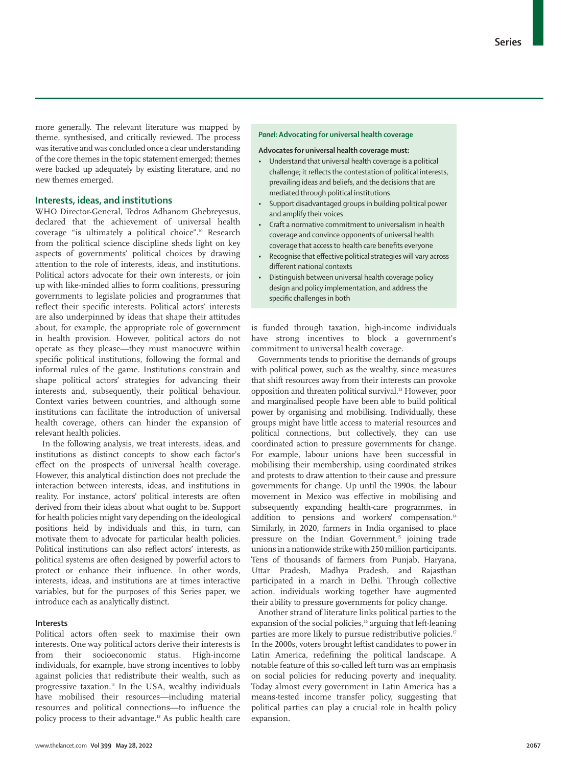more generally. The relevant literature was mapped by theme, synthesised, and critically reviewed. The process was iterative and was concluded once a clear understanding of the core themes in the topic statement emerged; themes were backed up adequately by existing literature, and no new themes emerged.

## Interests, ideas, and institutions

WHO Director-General, Tedros Adhanom Ghebreyesus, declared that the achievement of universal health coverage "is ultimately a political choice".[10] Research from the political science discipline sheds light on key aspects of governments' political choices by drawing attention to the role of interests, ideas, and institutions. Political actors advocate for their own interests, or join up with like-minded allies to form coalitions, pressuring governments to legislate policies and programmes that reflect their specific interests. Political actors' interests are also underpinned by ideas that shape their attitudes about, for example, the appropriate role of government in health provision. However, political actors do not operate as they please—they must manoeuvre within specific political institutions, following the formal and informal rules of the game. Institutions constrain and shape political actors' strategies for advancing their interests and, subsequently, their political behaviour. Context varies between countries, and although some institutions can facilitate the introduction of universal health coverage, others can hinder the expansion of relevant health policies.

In the following analysis, we treat interests, ideas, and institutions as distinct concepts to show each factor's effect on the prospects of universal health coverage. However, this analytical distinction does not preclude the interaction between interests, ideas, and institutions in reality. For instance, actors' political interests are often derived from their ideas about what ought to be. Support for health policies might vary depending on the ideological positions held by individuals and this, in turn, can motivate them to advocate for particular health policies. Political institutions can also reflect actors' interests, as political systems are often designed by powerful actors to protect or enhance their influence. In other words, interests, ideas, and institutions are at times interactive variables, but for the purposes of this Series paper, we introduce each as analytically distinct.

### Interests

Political actors often seek to maximise their own interests. One way political actors derive their interests is from their socioeconomic status. High-income individuals, for example, have strong incentives to lobby against policies that redistribute their wealth, such as progressive taxation.[11] In the USA, wealthy individuals have mobilised their resources—including material resources and political connections—to influence the policy process to their advantage.[12] As public health care is funded through taxation, high-income individuals have strong incentives to block a government's commitment to universal health coverage.

Governments tends to prioritise the demands of groups with political power, such as the wealthy, since measures that shift resources away from their interests can provoke opposition and threaten political survival.[13] However, poor and marginalised people have been able to build political power by organising and mobilising. Individually, these groups might have little access to material resources and political connections, but collectively, they can use coordinated action to pressure governments for change. For example, labour unions have been successful in mobilising their membership, using coordinated strikes and protests to draw attention to their cause and pressure governments for change. Up until the 1990s, the labour movement in Mexico was effective in mobilising and subsequently expanding health-care programmes, in addition to pensions and workers' compensation.[14] Similarly, in 2020, farmers in India organised to place pressure on the Indian Government,[15] joining trade unions in a nationwide strike with 250 million participants. Tens of thousands of farmers from Punjab, Haryana, Uttar Pradesh, Madhya Pradesh, and Rajasthan participated in a march in Delhi. Through collective action, individuals working together have augmented their ability to pressure governments for policy change.

Another strand of literature links political parties to the expansion of the social policies,[16] arguing that left-leaning parties are more likely to pursue redistributive policies.[17] In the 2000s, voters brought leftist candidates to power in Latin America, redefining the political landscape. A notable feature of this so-called left turn was an emphasis on social policies for reducing poverty and inequality. Today almost every government in Latin America has a means-tested income transfer policy, suggesting that political parties can play a crucial role in health policy expansion.

**Panel: Advocating for universal health coverage**

**Advocates for universal health coverage must:**

- Understand that universal health coverage is a political challenge; it reflects the contestation of political interests, prevailing ideas and beliefs, and the decisions that are mediated through political institutions
- Support disadvantaged groups in building political power and amplify their voices
- Craft a normative commitment to universalism in health coverage and convince opponents of universal health coverage that access to health care benefits everyone
- Recognise that effective political strategies will vary across different national contexts
- Distinguish between universal health coverage policy design and policy implementation, and address the specific challenges in both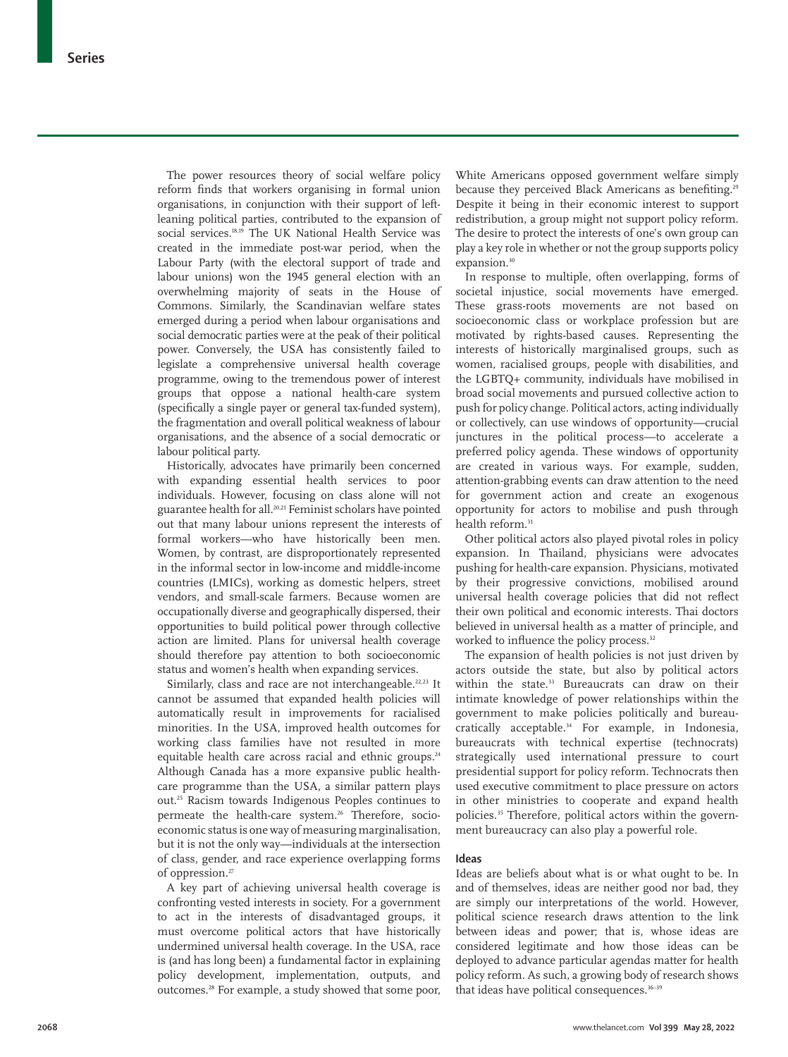The power resources theory of social welfare policy reform finds that workers organising in formal union organisations, in conjunction with their support of left-leaning political parties, contributed to the expansion of social services.[18,19] The UK National Health Service was created in the immediate post-war period, when the Labour Party (with the electoral support of trade and labour unions) won the 1945 general election with an overwhelming majority of seats in the House of Commons. Similarly, the Scandinavian welfare states emerged during a period when labour organisations and social democratic parties were at the peak of their political power. Conversely, the USA has consistently failed to legislate a comprehensive universal health coverage programme, owing to the tremendous power of interest groups that oppose a national health-care system (specifically a single payer or general tax-funded system), the fragmentation and overall political weakness of labour organisations, and the absence of a social democratic or labour political party.

Historically, advocates have primarily been concerned with expanding essential health services to poor individuals. However, focusing on class alone will not guarantee health for all.[20,21] Feminist scholars have pointed out that many labour unions represent the interests of formal workers—who have historically been men. Women, by contrast, are disproportionately represented in the informal sector in low-income and middle-income countries (LMICs), working as domestic helpers, street vendors, and small-scale farmers. Because women are occupationally diverse and geographically dispersed, their opportunities to build political power through collective action are limited. Plans for universal health coverage should therefore pay attention to both socioeconomic status and women's health when expanding services.

Similarly, class and race are not interchangeable.[22,23] It cannot be assumed that expanded health policies will automatically result in improvements for racialised minorities. In the USA, improved health outcomes for working class families have not resulted in more equitable health care across racial and ethnic groups.[24] Although Canada has a more expansive public health-care programme than the USA, a similar pattern plays out.[25] Racism towards Indigenous Peoples continues to permeate the health-care system.[26] Therefore, socio-economic status is one way of measuring marginalisation, but it is not the only way—individuals at the intersection of class, gender, and race experience overlapping forms of oppression.[27]

A key part of achieving universal health coverage is confronting vested interests in society. For a government to act in the interests of disadvantaged groups, it must overcome political actors that have historically undermined universal health coverage. In the USA, race is (and has long been) a fundamental factor in explaining policy development, implementation, outputs, and outcomes.[28] For example, a study showed that some poor, White Americans opposed government welfare simply because they perceived Black Americans as benefiting.[29] Despite it being in their economic interest to support redistribution, a group might not support policy reform. The desire to protect the interests of one's own group can play a key role in whether or not the group supports policy expansion.[30]

In response to multiple, often overlapping, forms of societal injustice, social movements have emerged. These grass-roots movements are not based on socioeconomic class or workplace profession but are motivated by rights-based causes. Representing the interests of historically marginalised groups, such as women, racialised groups, people with disabilities, and the LGBTQ+ community, individuals have mobilised in broad social movements and pursued collective action to push for policy change. Political actors, acting individually or collectively, can use windows of opportunity—crucial junctures in the political process—to accelerate a preferred policy agenda. These windows of opportunity are created in various ways. For example, sudden, attention-grabbing events can draw attention to the need for government action and create an exogenous opportunity for actors to mobilise and push through health reform.[31]

Other political actors also played pivotal roles in policy expansion. In Thailand, physicians were advocates pushing for health-care expansion. Physicians, motivated by their progressive convictions, mobilised around universal health coverage policies that did not reflect their own political and economic interests. Thai doctors believed in universal health as a matter of principle, and worked to influence the policy process.[32]

The expansion of health policies is not just driven by actors outside the state, but also by political actors within the state.[33] Bureaucrats can draw on their intimate knowledge of power relationships within the government to make policies politically and bureaucratically acceptable.[34] For example, in Indonesia, bureaucrats with technical expertise (technocrats) strategically used international pressure to court presidential support for policy reform. Technocrats then used executive commitment to place pressure on actors in other ministries to cooperate and expand health policies.[35] Therefore, political actors within the government bureaucracy can also play a powerful role.

## Ideas

Ideas are beliefs about what is or what ought to be. In and of themselves, ideas are neither good nor bad, they are simply our interpretations of the world. However, political science research draws attention to the link between ideas and power; that is, whose ideas are considered legitimate and how those ideas can be deployed to advance particular agendas matter for health policy reform. As such, a growing body of research shows that ideas have political consequences.[36–39]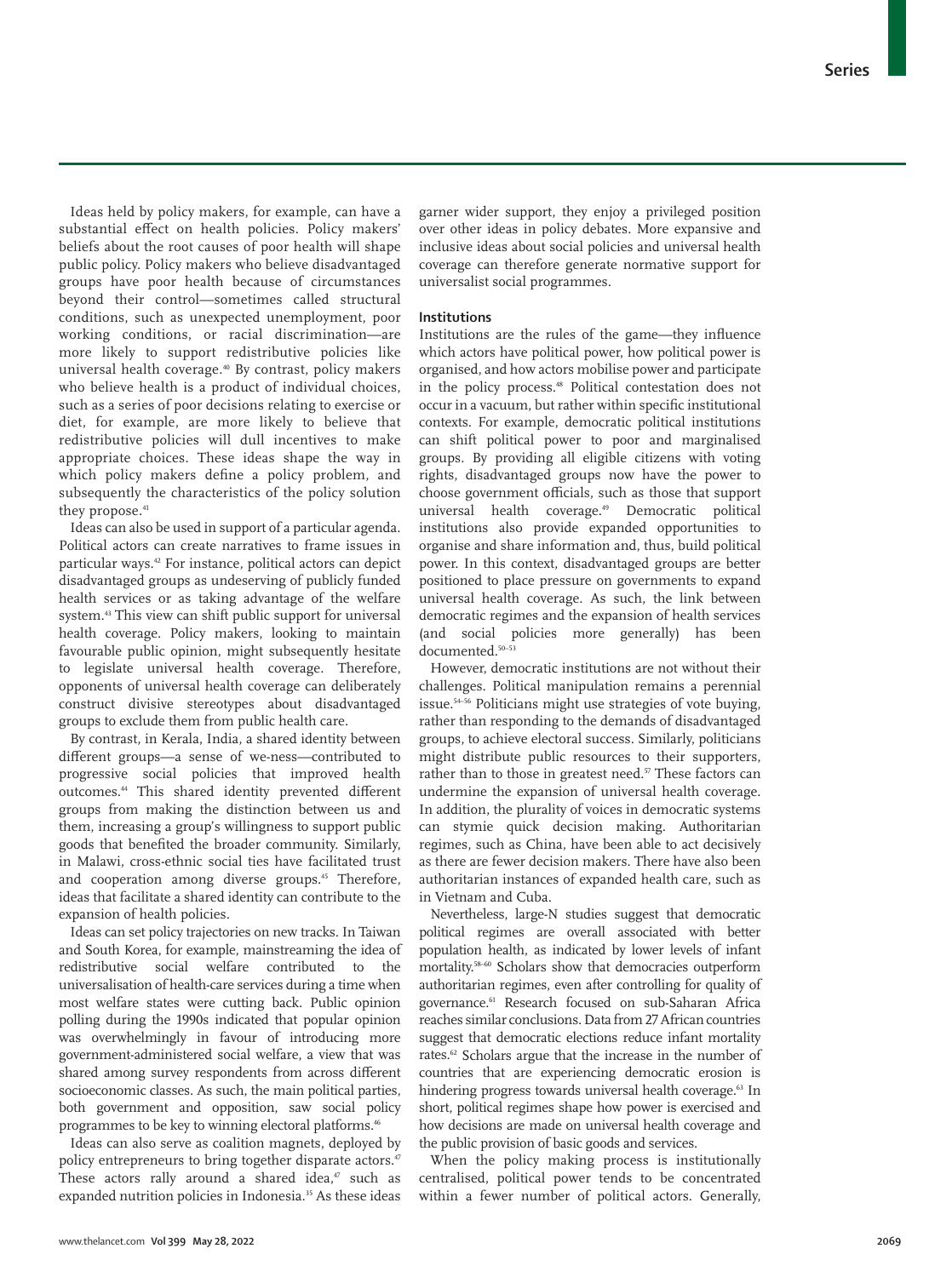Ideas held by policy makers, for example, can have a substantial effect on health policies. Policy makers' beliefs about the root causes of poor health will shape public policy. Policy makers who believe disadvantaged groups have poor health because of circumstances beyond their control—sometimes called structural conditions, such as unexpected unemployment, poor working conditions, or racial discrimination—are more likely to support redistributive policies like universal health coverage.[40] By contrast, policy makers who believe health is a product of individual choices, such as a series of poor decisions relating to exercise or diet, for example, are more likely to believe that redistributive policies will dull incentives to make appropriate choices. These ideas shape the way in which policy makers define a policy problem, and subsequently the characteristics of the policy solution they propose.[41]

Ideas can also be used in support of a particular agenda. Political actors can create narratives to frame issues in particular ways.[42] For instance, political actors can depict disadvantaged groups as undeserving of publicly funded health services or as taking advantage of the welfare system.[43] This view can shift public support for universal health coverage. Policy makers, looking to maintain favourable public opinion, might subsequently hesitate to legislate universal health coverage. Therefore, opponents of universal health coverage can deliberately construct divisive stereotypes about disadvantaged groups to exclude them from public health care.

By contrast, in Kerala, India, a shared identity between different groups—a sense of we-ness—contributed to progressive social policies that improved health outcomes.[44] This shared identity prevented different groups from making the distinction between us and them, increasing a group's willingness to support public goods that benefited the broader community. Similarly, in Malawi, cross-ethnic social ties have facilitated trust and cooperation among diverse groups.[45] Therefore, ideas that facilitate a shared identity can contribute to the expansion of health policies.

Ideas can set policy trajectories on new tracks. In Taiwan and South Korea, for example, mainstreaming the idea of redistributive social welfare contributed to the universalisation of health-care services during a time when most welfare states were cutting back. Public opinion polling during the 1990s indicated that popular opinion was overwhelmingly in favour of introducing more government-administered social welfare, a view that was shared among survey respondents from across different socioeconomic classes. As such, the main political parties, both government and opposition, saw social policy programmes to be key to winning electoral platforms.[46]

Ideas can also serve as coalition magnets, deployed by policy entrepreneurs to bring together disparate actors.[47] These actors rally around a shared idea,[47] such as expanded nutrition policies in Indonesia.[35] As these ideas garner wider support, they enjoy a privileged position over other ideas in policy debates. More expansive and inclusive ideas about social policies and universal health coverage can therefore generate normative support for universalist social programmes.

### Institutions

Institutions are the rules of the game—they influence which actors have political power, how political power is organised, and how actors mobilise power and participate in the policy process.[48] Political contestation does not occur in a vacuum, but rather within specific institutional contexts. For example, democratic political institutions can shift political power to poor and marginalised groups. By providing all eligible citizens with voting rights, disadvantaged groups now have the power to choose government officials, such as those that support universal health coverage.[49] Democratic political institutions also provide expanded opportunities to organise and share information and, thus, build political power. In this context, disadvantaged groups are better positioned to place pressure on governments to expand universal health coverage. As such, the link between democratic regimes and the expansion of health services (and social policies more generally) has been documented.[50–53]

However, democratic institutions are not without their challenges. Political manipulation remains a perennial issue.[54–56] Politicians might use strategies of vote buying, rather than responding to the demands of disadvantaged groups, to achieve electoral success. Similarly, politicians might distribute public resources to their supporters, rather than to those in greatest need.[57] These factors can undermine the expansion of universal health coverage. In addition, the plurality of voices in democratic systems can stymie quick decision making. Authoritarian regimes, such as China, have been able to act decisively as there are fewer decision makers. There have also been authoritarian instances of expanded health care, such as in Vietnam and Cuba.

Nevertheless, large-N studies suggest that democratic political regimes are overall associated with better population health, as indicated by lower levels of infant mortality.[58–60] Scholars show that democracies outperform authoritarian regimes, even after controlling for quality of governance.[61] Research focused on sub-Saharan Africa reaches similar conclusions. Data from 27 African countries suggest that democratic elections reduce infant mortality rates.[62] Scholars argue that the increase in the number of countries that are experiencing democratic erosion is hindering progress towards universal health coverage.[63] In short, political regimes shape how power is exercised and how decisions are made on universal health coverage and the public provision of basic goods and services.

When the policy making process is institutionally centralised, political power tends to be concentrated within a fewer number of political actors. Generally,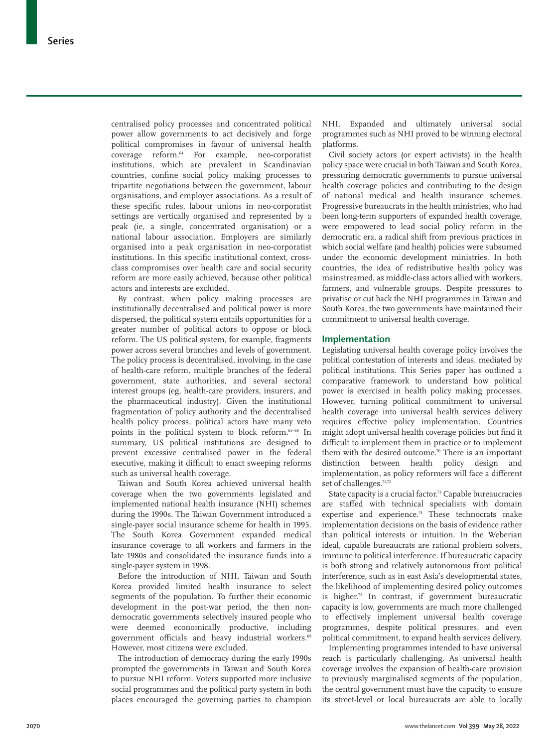centralised policy processes and concentrated political power allow governments to act decisively and forge political compromises in favour of universal health coverage reform.[64] For example, neo-corporatist institutions, which are prevalent in Scandinavian countries, confine social policy making processes to tripartite negotiations between the government, labour organisations, and employer associations. As a result of these specific rules, labour unions in neo-corporatist settings are vertically organised and represented by a peak (ie, a single, concentrated organisation) or a national labour association. Employers are similarly organised into a peak organisation in neo-corporatist institutions. In this specific institutional context, cross-class compromises over health care and social security reform are more easily achieved, because other political actors and interests are excluded.

By contrast, when policy making processes are institutionally decentralised and political power is more dispersed, the political system entails opportunities for a greater number of political actors to oppose or block reform. The US political system, for example, fragments power across several branches and levels of government. The policy process is decentralised, involving, in the case of health-care reform, multiple branches of the federal government, state authorities, and several sectoral interest groups (eg, health-care providers, insurers, and the pharmaceutical industry). Given the institutional fragmentation of policy authority and the decentralised health policy process, political actors have many veto points in the political system to block reform.[65–68] In summary, US political institutions are designed to prevent excessive centralised power in the federal executive, making it difficult to enact sweeping reforms such as universal health coverage.

Taiwan and South Korea achieved universal health coverage when the two governments legislated and implemented national health insurance (NHI) schemes during the 1990s. The Taiwan Government introduced a single-payer social insurance scheme for health in 1995. The South Korea Government expanded medical insurance coverage to all workers and farmers in the late 1980s and consolidated the insurance funds into a single-payer system in 1998.

Before the introduction of NHI, Taiwan and South Korea provided limited health insurance to select segments of the population. To further their economic development in the post-war period, the then non-democratic governments selectively insured people who were deemed economically productive, including government officials and heavy industrial workers.[69] However, most citizens were excluded.

The introduction of democracy during the early 1990s prompted the governments in Taiwan and South Korea to pursue NHI reform. Voters supported more inclusive social programmes and the political party system in both places encouraged the governing parties to champion NHI. Expanded and ultimately universal social programmes such as NHI proved to be winning electoral platforms.

Civil society actors (or expert activists) in the health policy space were crucial in both Taiwan and South Korea, pressuring democratic governments to pursue universal health coverage policies and contributing to the design of national medical and health insurance schemes. Progressive bureaucrats in the health ministries, who had been long-term supporters of expanded health coverage, were empowered to lead social policy reform in the democratic era, a radical shift from previous practices in which social welfare (and health) policies were subsumed under the economic development ministries. In both countries, the idea of redistributive health policy was mainstreamed, as middle-class actors allied with workers, farmers, and vulnerable groups. Despite pressures to privatise or cut back the NHI programmes in Taiwan and South Korea, the two governments have maintained their commitment to universal health coverage.

## Implementation

Legislating universal health coverage policy involves the political contestation of interests and ideas, mediated by political institutions. This Series paper has outlined a comparative framework to understand how political power is exercised in health policy making processes. However, turning political commitment to universal health coverage into universal health services delivery requires effective policy implementation. Countries might adopt universal health coverage policies but find it difficult to implement them in practice or to implement them with the desired outcome.[70] There is an important distinction between health policy design and implementation, as policy reformers will face a different set of challenges.[71,72]

State capacity is a crucial factor.[73] Capable bureaucracies are staffed with technical specialists with domain expertise and experience.[74] These technocrats make implementation decisions on the basis of evidence rather than political interests or intuition. In the Weberian ideal, capable bureaucrats are rational problem solvers, immune to political interference. If bureaucratic capacity is both strong and relatively autonomous from political interference, such as in east Asia's developmental states, the likelihood of implementing desired policy outcomes is higher.[75] In contrast, if government bureaucratic capacity is low, governments are much more challenged to effectively implement universal health coverage programmes, despite political pressures, and even political commitment, to expand health services delivery.

Implementing programmes intended to have universal reach is particularly challenging. As universal health coverage involves the expansion of health-care provision to previously marginalised segments of the population, the central government must have the capacity to ensure its street-level or local bureaucrats are able to locally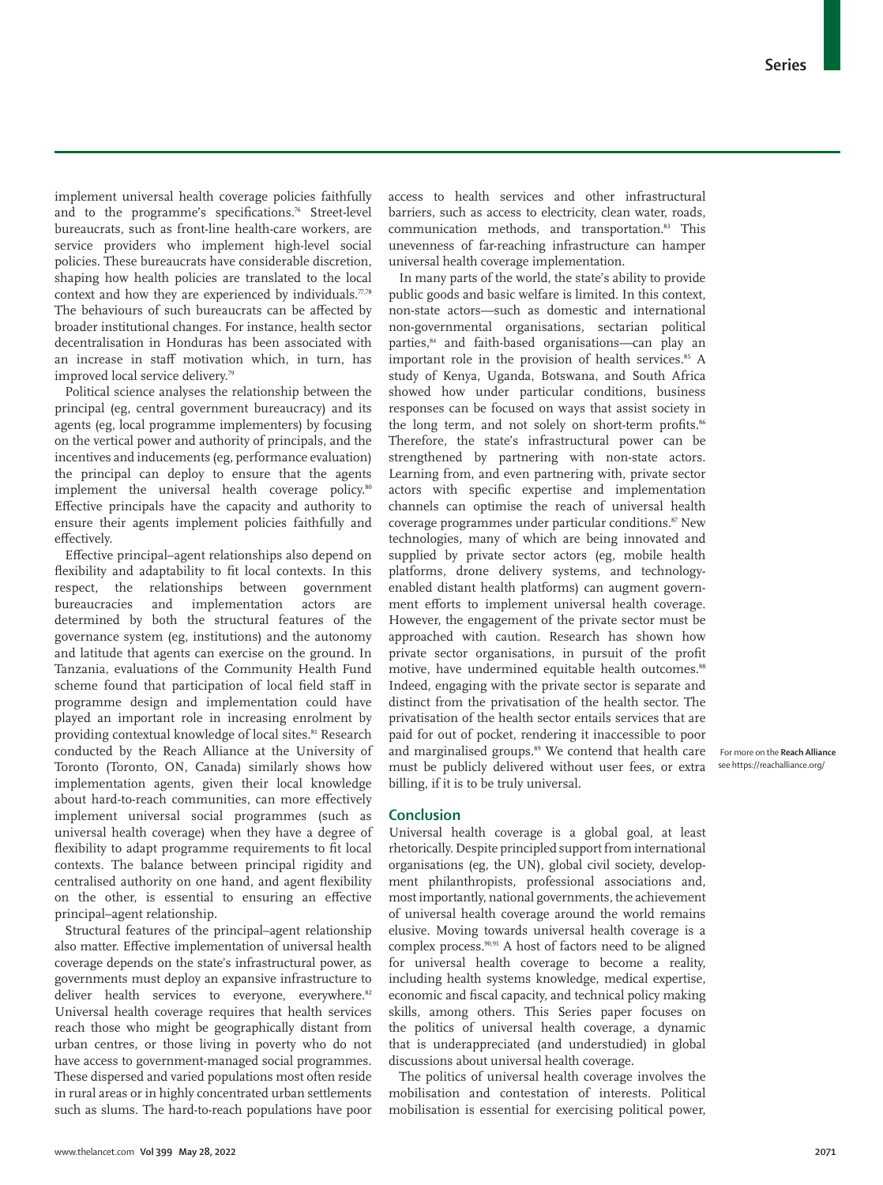implement universal health coverage policies faithfully and to the programme's specifications.[76] Street-level bureaucrats, such as front-line health-care workers, are service providers who implement high-level social policies. These bureaucrats have considerable discretion, shaping how health policies are translated to the local context and how they are experienced by individuals.[77,78] The behaviours of such bureaucrats can be affected by broader institutional changes. For instance, health sector decentralisation in Honduras has been associated with an increase in staff motivation which, in turn, has improved local service delivery.[79]

Political science analyses the relationship between the principal (eg, central government bureaucracy) and its agents (eg, local programme implementers) by focusing on the vertical power and authority of principals, and the incentives and inducements (eg, performance evaluation) the principal can deploy to ensure that the agents implement the universal health coverage policy.[80] Effective principals have the capacity and authority to ensure their agents implement policies faithfully and effectively.

Effective principal–agent relationships also depend on flexibility and adaptability to fit local contexts. In this respect, the relationships between government bureaucracies and implementation actors are determined by both the structural features of the governance system (eg, institutions) and the autonomy and latitude that agents can exercise on the ground. In Tanzania, evaluations of the Community Health Fund scheme found that participation of local field staff in programme design and implementation could have played an important role in increasing enrolment by providing contextual knowledge of local sites.[81] Research conducted by the Reach Alliance at the University of Toronto (Toronto, ON, Canada) similarly shows how implementation agents, given their local knowledge about hard-to-reach communities, can more effectively implement universal social programmes (such as universal health coverage) when they have a degree of flexibility to adapt programme requirements to fit local contexts. The balance between principal rigidity and centralised authority on one hand, and agent flexibility on the other, is essential to ensuring an effective principal–agent relationship.

Structural features of the principal–agent relationship also matter. Effective implementation of universal health coverage depends on the state's infrastructural power, as governments must deploy an expansive infrastructure to deliver health services to everyone, everywhere.[82] Universal health coverage requires that health services reach those who might be geographically distant from urban centres, or those living in poverty who do not have access to government-managed social programmes. These dispersed and varied populations most often reside in rural areas or in highly concentrated urban settlements such as slums. The hard-to-reach populations have poor access to health services and other infrastructural barriers, such as access to electricity, clean water, roads, communication methods, and transportation.[83] This unevenness of far-reaching infrastructure can hamper universal health coverage implementation.

In many parts of the world, the state's ability to provide public goods and basic welfare is limited. In this context, non-state actors—such as domestic and international non-governmental organisations, sectarian political parties,[84] and faith-based organisations—can play an important role in the provision of health services.[85] A study of Kenya, Uganda, Botswana, and South Africa showed how under particular conditions, business responses can be focused on ways that assist society in the long term, and not solely on short-term profits.[86] Therefore, the state's infrastructural power can be strengthened by partnering with non-state actors. Learning from, and even partnering with, private sector actors with specific expertise and implementation channels can optimise the reach of universal health coverage programmes under particular conditions.[87] New technologies, many of which are being innovated and supplied by private sector actors (eg, mobile health platforms, drone delivery systems, and technology-enabled distant health platforms) can augment government efforts to implement universal health coverage. However, the engagement of the private sector must be approached with caution. Research has shown how private sector organisations, in pursuit of the profit motive, have undermined equitable health outcomes.[88] Indeed, engaging with the private sector is separate and distinct from the privatisation of the health sector. The privatisation of the health sector entails services that are paid for out of pocket, rendering it inaccessible to poor and marginalised groups.[89] We contend that health care must be publicly delivered without user fees, or extra billing, if it is to be truly universal.

For more on the **Reach Alliance** see https://reachalliance.org/

## Conclusion

Universal health coverage is a global goal, at least rhetorically. Despite principled support from international organisations (eg, the UN), global civil society, development philanthropists, professional associations and, most importantly, national governments, the achievement of universal health coverage around the world remains elusive. Moving towards universal health coverage is a complex process.[90,91] A host of factors need to be aligned for universal health coverage to become a reality, including health systems knowledge, medical expertise, economic and fiscal capacity, and technical policy making skills, among others. This Series paper focuses on the politics of universal health coverage, a dynamic that is underappreciated (and understudied) in global discussions about universal health coverage.

The politics of universal health coverage involves the mobilisation and contestation of interests. Political mobilisation is essential for exercising political power,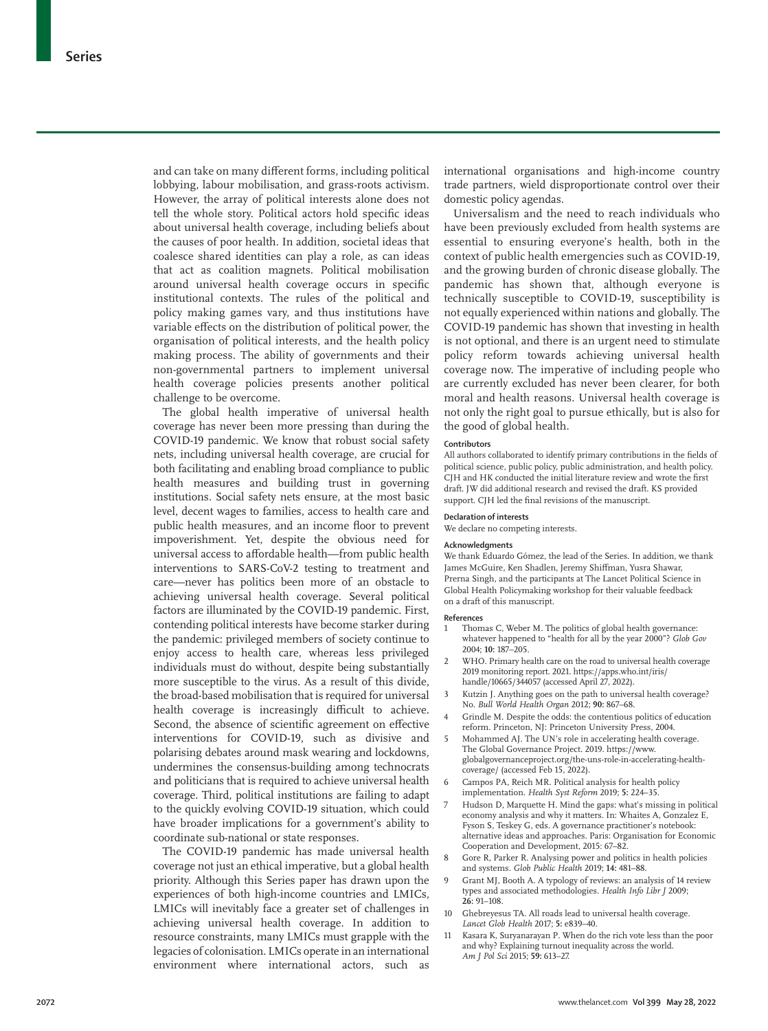and can take on many different forms, including political lobbying, labour mobilisation, and grass-roots activism. However, the array of political interests alone does not tell the whole story. Political actors hold specific ideas about universal health coverage, including beliefs about the causes of poor health. In addition, societal ideas that coalesce shared identities can play a role, as can ideas that act as coalition magnets. Political mobilisation around universal health coverage occurs in specific institutional contexts. The rules of the political and policy making games vary, and thus institutions have variable effects on the distribution of political power, the organisation of political interests, and the health policy making process. The ability of governments and their non-governmental partners to implement universal health coverage policies presents another political challenge to be overcome.

The global health imperative of universal health coverage has never been more pressing than during the COVID-19 pandemic. We know that robust social safety nets, including universal health coverage, are crucial for both facilitating and enabling broad compliance to public health measures and building trust in governing institutions. Social safety nets ensure, at the most basic level, decent wages to families, access to health care and public health measures, and an income floor to prevent impoverishment. Yet, despite the obvious need for universal access to affordable health—from public health interventions to SARS-CoV-2 testing to treatment and care—never has politics been more of an obstacle to achieving universal health coverage. Several political factors are illuminated by the COVID-19 pandemic. First, contending political interests have become starker during the pandemic: privileged members of society continue to enjoy access to health care, whereas less privileged individuals must do without, despite being substantially more susceptible to the virus. As a result of this divide, the broad-based mobilisation that is required for universal health coverage is increasingly difficult to achieve. Second, the absence of scientific agreement on effective interventions for COVID-19, such as divisive and polarising debates around mask wearing and lockdowns, undermines the consensus-building among technocrats and politicians that is required to achieve universal health coverage. Third, political institutions are failing to adapt to the quickly evolving COVID-19 situation, which could have broader implications for a government's ability to coordinate sub-national or state responses.

The COVID-19 pandemic has made universal health coverage not just an ethical imperative, but a global health priority. Although this Series paper has drawn upon the experiences of both high-income countries and LMICs, LMICs will inevitably face a greater set of challenges in achieving universal health coverage. In addition to resource constraints, many LMICs must grapple with the legacies of colonisation. LMICs operate in an international environment where international actors, such as international organisations and high-income country trade partners, wield disproportionate control over their domestic policy agendas.

Universalism and the need to reach individuals who have been previously excluded from health systems are essential to ensuring everyone's health, both in the context of public health emergencies such as COVID-19, and the growing burden of chronic disease globally. The pandemic has shown that, although everyone is technically susceptible to COVID-19, susceptibility is not equally experienced within nations and globally. The COVID-19 pandemic has shown that investing in health is not optional, and there is an urgent need to stimulate policy reform towards achieving universal health coverage now. The imperative of including people who are currently excluded has never been clearer, for both moral and health reasons. Universal health coverage is not only the right goal to pursue ethically, but is also for the good of global health.

#### Contributors

All authors collaborated to identify primary contributions in the fields of political science, public policy, public administration, and health policy. CJH and HK conducted the initial literature review and wrote the first draft. JW did additional research and revised the draft. KS provided support. CJH led the final revisions of the manuscript.

#### Declaration of interests

We declare no competing interests.

#### Acknowledgments

We thank Eduardo Gómez, the lead of the Series. In addition, we thank James McGuire, Ken Shadlen, Jeremy Shiffman, Yusra Shawar, Prerna Singh, and the participants at The Lancet Political Science in Global Health Policymaking workshop for their valuable feedback on a draft of this manuscript.

#### References

1. Thomas C, Weber M. The politics of global health governance: whatever happened to "health for all by the year 2000"? *Glob Gov* 2004; **10:** 187–205.
2. WHO. Primary health care on the road to universal health coverage 2019 monitoring report. 2021. https://apps.who.int/iris/handle/10665/344057 (accessed April 27, 2022).
3. Kutzin J. Anything goes on the path to universal health coverage? No. *Bull World Health Organ* 2012; **90:** 867–68.
4. Grindle M. Despite the odds: the contentious politics of education reform. Princeton, NJ: Princeton University Press, 2004.
5. Mohammed AJ. The UN's role in accelerating health coverage. The Global Governance Project. 2019. https://www.globalgovernanceproject.org/the-uns-role-in-accelerating-health-coverage/ (accessed Feb 15, 2022).
6. Campos PA, Reich MR. Political analysis for health policy implementation. *Health Syst Reform* 2019; **5:** 224–35.
7. Hudson D, Marquette H. Mind the gaps: what's missing in political economy analysis and why it matters. In: Whaites A, Gonzalez E, Fyson S, Teskey G, eds. A governance practitioner's notebook: alternative ideas and approaches. Paris: Organisation for Economic Cooperation and Development, 2015: 67–82.
8. Gore R, Parker R. Analysing power and politics in health policies and systems. *Glob Public Health* 2019; **14:** 481–88.
9. Grant MJ, Booth A. A typology of reviews: an analysis of 14 review types and associated methodologies. *Health Info Libr J* 2009; **26:** 91–108.
10. Ghebreyesus TA. All roads lead to universal health coverage. *Lancet Glob Health* 2017; **5:** e839–40.
11. Kasara K, Suryanarayan P. When do the rich vote less than the poor and why? Explaining turnout inequality across the world. *Am J Pol Sci* 2015; **59:** 613–27.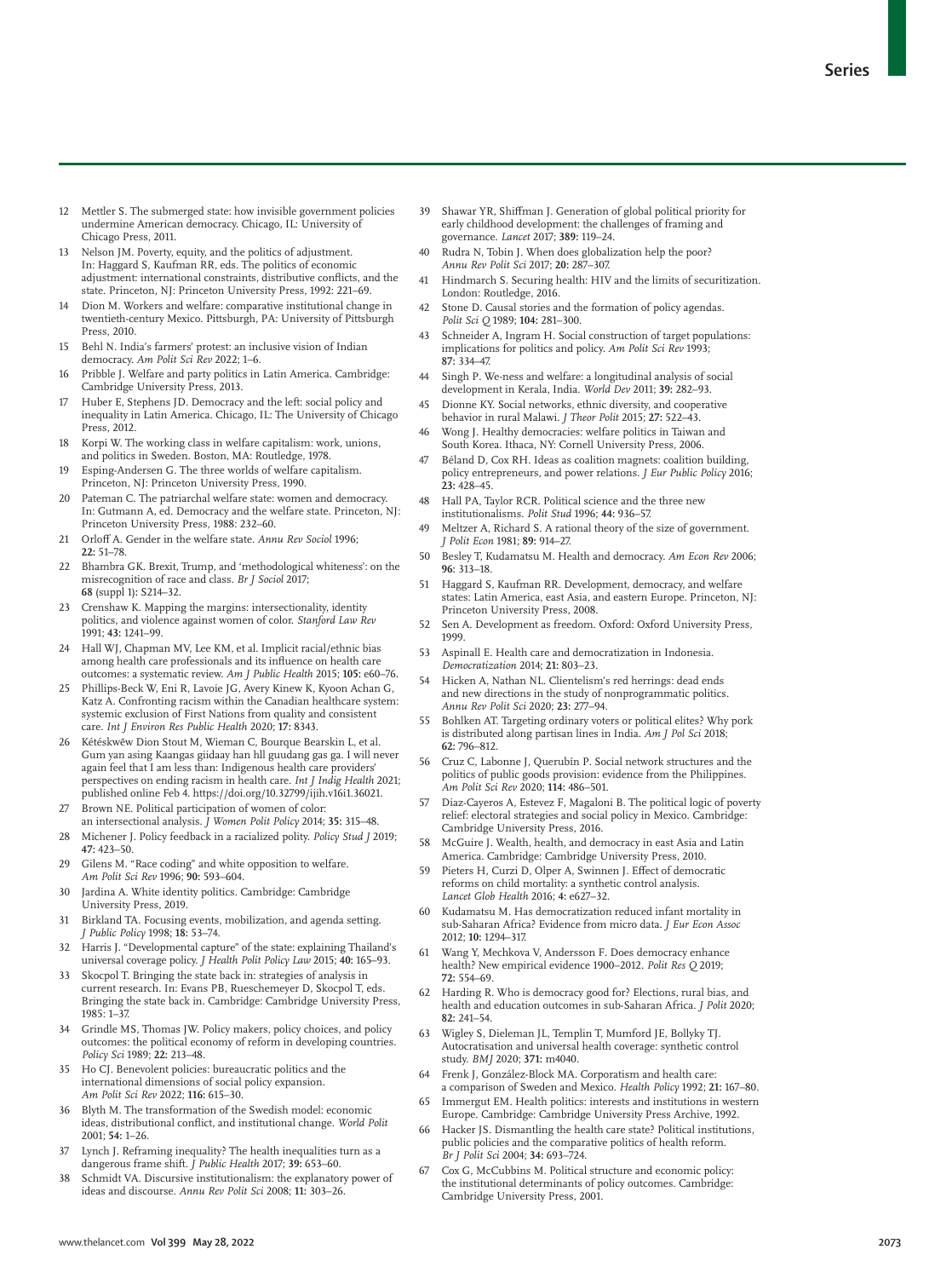12 Mettler S. The submerged state: how invisible government policies undermine American democracy. Chicago, IL: University of Chicago Press, 2011.

13 Nelson JM. Poverty, equity, and the politics of adjustment. In: Haggard S, Kaufman RR, eds. The politics of economic adjustment: international constraints, distributive conflicts, and the state. Princeton, NJ: Princeton University Press, 1992: 221–69.

14 Dion M. Workers and welfare: comparative institutional change in twentieth-century Mexico. Pittsburgh, PA: University of Pittsburgh Press, 2010.

15 Behl N. India's farmers' protest: an inclusive vision of Indian democracy. *Am Polit Sci Rev* 2022; 1–6.

16 Pribble J. Welfare and party politics in Latin America. Cambridge: Cambridge University Press, 2013.

17 Huber E, Stephens JD. Democracy and the left: social policy and inequality in Latin America. Chicago, IL: The University of Chicago Press, 2012.

18 Korpi W. The working class in welfare capitalism: work, unions, and politics in Sweden. Boston, MA: Routledge, 1978.

19 Esping-Andersen G. The three worlds of welfare capitalism. Princeton, NJ: Princeton University Press, 1990.

20 Pateman C. The patriarchal welfare state: women and democracy. In: Gutmann A, ed. Democracy and the welfare state. Princeton, NJ: Princeton University Press, 1988: 232–60.

21 Orloff A. Gender in the welfare state. *Annu Rev Sociol* 1996; **22:** 51–78.

22 Bhambra GK. Brexit, Trump, and 'methodological whiteness': on the misrecognition of race and class. *Br J Sociol* 2017; **68** (suppl 1)**:** S214–32.

23 Crenshaw K. Mapping the margins: intersectionality, identity politics, and violence against women of color. *Stanford Law Rev* 1991; **43:** 1241–99.

24 Hall WJ, Chapman MV, Lee KM, et al. Implicit racial/ethnic bias among health care professionals and its influence on health care outcomes: a systematic review. *Am J Public Health* 2015; **105:** e60–76.

25 Phillips-Beck W, Eni R, Lavoie JG, Avery Kinew K, Kyoon Achan G, Katz A. Confronting racism within the Canadian healthcare system: systemic exclusion of First Nations from quality and consistent care. *Int J Environ Res Public Health* 2020; **17:** 8343.

26 Kétéskwēw Dion Stout M, Wieman C, Bourque Bearskin L, et al. Gum yan asing Kaangas giidaay han hll guudang gas ga. I will never again feel that I am less than: Indigenous health care providers' perspectives on ending racism in health care. *Int J Indig Health* 2021; published online Feb 4. https://doi.org/10.32799/ijih.v16i1.36021.

27 Brown NE. Political participation of women of color: an intersectional analysis. *J Women Polit Policy* 2014; **35:** 315–48.

28 Michener J. Policy feedback in a racialized polity. *Policy Stud J* 2019; **47:** 423–50.

29 Gilens M. "Race coding" and white opposition to welfare. *Am Polit Sci Rev* 1996; **90:** 593–604.

30 Jardina A. White identity politics. Cambridge: Cambridge University Press, 2019.

31 Birkland TA. Focusing events, mobilization, and agenda setting. *J Public Policy* 1998; **18:** 53–74.

32 Harris J. "Developmental capture" of the state: explaining Thailand's universal coverage policy. *J Health Polit Policy Law* 2015; **40:** 165–93.

33 Skocpol T. Bringing the state back in: strategies of analysis in current research. In: Evans PB, Rueschemeyer D, Skocpol T, eds. Bringing the state back in. Cambridge: Cambridge University Press, 1985: 1–37.

34 Grindle MS, Thomas JW. Policy makers, policy choices, and policy outcomes: the political economy of reform in developing countries. *Policy Sci* 1989; **22:** 213–48.

35 Ho CJ. Benevolent policies: bureaucratic politics and the international dimensions of social policy expansion. *Am Polit Sci Rev* 2022; **116:** 615–30.

36 Blyth M. The transformation of the Swedish model: economic ideas, distributional conflict, and institutional change. *World Polit* 2001; **54:** 1–26.

37 Lynch J. Reframing inequality? The health inequalities turn as a dangerous frame shift. *J Public Health* 2017; **39:** 653–60.

38 Schmidt VA. Discursive institutionalism: the explanatory power of ideas and discourse. *Annu Rev Polit Sci* 2008; **11:** 303–26.

39 Shawar YR, Shiffman J. Generation of global political priority for early childhood development: the challenges of framing and governance. *Lancet* 2017; **389:** 119–24.

40 Rudra N, Tobin J. When does globalization help the poor? *Annu Rev Polit Sci* 2017; **20:** 287–307.

41 Hindmarch S. Securing health: HIV and the limits of securitization. London: Routledge, 2016.

42 Stone D. Causal stories and the formation of policy agendas. *Polit Sci Q* 1989; **104:** 281–300.

43 Schneider A, Ingram H. Social construction of target populations: implications for politics and policy. *Am Polit Sci Rev* 1993; **87:** 334–47.

44 Singh P. We-ness and welfare: a longitudinal analysis of social development in Kerala, India. *World Dev* 2011; **39:** 282–93.

45 Dionne KY. Social networks, ethnic diversity, and cooperative behavior in rural Malawi. *J Theor Polit* 2015; **27:** 522–43.

46 Wong J. Healthy democracies: welfare politics in Taiwan and South Korea. Ithaca, NY: Cornell University Press, 2006.

47 Béland D, Cox RH. Ideas as coalition magnets: coalition building, policy entrepreneurs, and power relations. *J Eur Public Policy* 2016; **23:** 428–45.

48 Hall PA, Taylor RCR. Political science and the three new institutionalisms. *Polit Stud* 1996; **44:** 936–57.

49 Meltzer A, Richard S. A rational theory of the size of government. *J Polit Econ* 1981; **89:** 914–27.

50 Besley T, Kudamatsu M. Health and democracy. *Am Econ Rev* 2006; **96:** 313–18.

51 Haggard S, Kaufman RR. Development, democracy, and welfare states: Latin America, east Asia, and eastern Europe. Princeton, NJ: Princeton University Press, 2008.

52 Sen A. Development as freedom. Oxford: Oxford University Press, 1999.

53 Aspinall E. Health care and democratization in Indonesia. *Democratization* 2014; **21:** 803–23.

54 Hicken A, Nathan NL. Clientelism's red herrings: dead ends and new directions in the study of nonprogrammatic politics. *Annu Rev Polit Sci* 2020; **23:** 277–94.

55 Bohlken AT. Targeting ordinary voters or political elites? Why pork is distributed along partisan lines in India. *Am J Pol Sci* 2018; **62:** 796–812.

56 Cruz C, Labonne J, Querubín P. Social network structures and the politics of public goods provision: evidence from the Philippines. *Am Polit Sci Rev* 2020; **114:** 486–501.

57 Diaz-Cayeros A, Estevez F, Magaloni B. The political logic of poverty relief: electoral strategies and social policy in Mexico. Cambridge: Cambridge University Press, 2016.

58 McGuire J. Wealth, health, and democracy in east Asia and Latin America. Cambridge: Cambridge University Press, 2010.

59 Pieters H, Curzi D, Olper A, Swinnen J. Effect of democratic reforms on child mortality: a synthetic control analysis. *Lancet Glob Health* 2016; **4:** e627–32.

60 Kudamatsu M. Has democratization reduced infant mortality in sub-Saharan Africa? Evidence from micro data. *J Eur Econ Assoc* 2012; **10:** 1294–317.

61 Wang Y, Mechkova V, Andersson F. Does democracy enhance health? New empirical evidence 1900–2012. *Polit Res Q* 2019; **72:** 554–69.

62 Harding R. Who is democracy good for? Elections, rural bias, and health and education outcomes in sub-Saharan Africa. *J Polit* 2020; **82:** 241–54.

63 Wigley S, Dieleman JL, Templin T, Mumford JE, Bollyky TJ. Autocratisation and universal health coverage: synthetic control study. *BMJ* 2020; **371:** m4040.

64 Frenk J, González-Block MA. Corporatism and health care: a comparison of Sweden and Mexico. *Health Policy* 1992; **21:** 167–80.

65 Immergut EM. Health politics: interests and institutions in western Europe. Cambridge: Cambridge University Press Archive, 1992.

66 Hacker JS. Dismantling the health care state? Political institutions, public policies and the comparative politics of health reform. *Br J Polit Sci* 2004; **34:** 693–724.

67 Cox G, McCubbins M. Political structure and economic policy: the institutional determinants of policy outcomes. Cambridge: Cambridge University Press, 2001.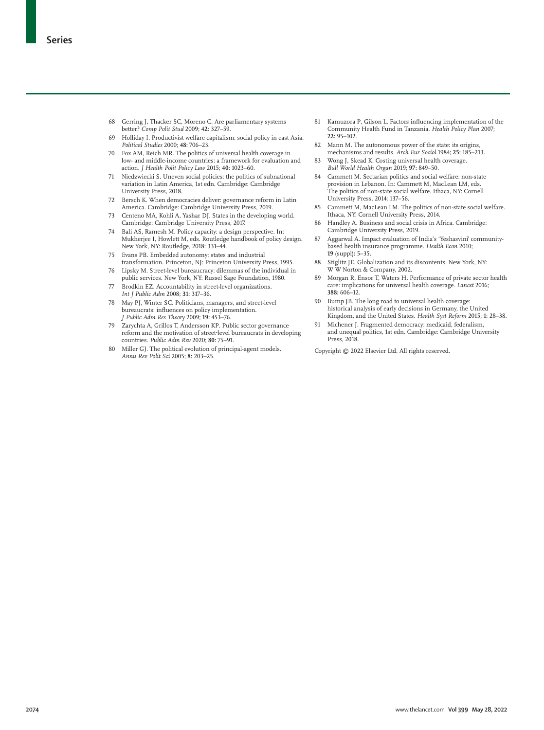68 Gerring J, Thacker SC, Moreno C. Are parliamentary systems better? *Comp Polit Stud* 2009; **42:** 327–59.

69 Holliday I. Productivist welfare capitalism: social policy in east Asia. *Political Studies* 2000; **48:** 706–23.

70 Fox AM, Reich MR. The politics of universal health coverage in low- and middle-income countries: a framework for evaluation and action. *J Health Polit Policy Law* 2015; **40:** 1023–60.

71 Niedzwiecki S. Uneven social policies: the politics of subnational variation in Latin America, 1st edn. Cambridge: Cambridge University Press, 2018.

72 Bersch K. When democracies deliver: governance reform in Latin America. Cambridge: Cambridge University Press, 2019.

73 Centeno MA, Kohli A, Yashar DJ. States in the developing world. Cambridge: Cambridge University Press, 2017.

74 Bali AS, Ramesh M. Policy capacity: a design perspective. In: Mukherjee I, Howlett M, eds. Routledge handbook of policy design. New York, NY: Routledge, 2018: 331–44.

75 Evans PB. Embedded autonomy: states and industrial transformation. Princeton, NJ: Princeton University Press, 1995.

76 Lipsky M. Street-level bureaucracy: dilemmas of the individual in public services. New York, NY: Russel Sage Foundation, 1980.

77 Brodkin EZ. Accountability in street-level organizations. *Int J Public Adm* 2008; **31:** 317–36.

78 May PJ, Winter SC. Politicians, managers, and street-level bureaucrats: influences on policy implementation. *J Public Adm Res Theory* 2009; **19:** 453–76.

79 Zarychta A, Grillos T, Andersson KP. Public sector governance reform and the motivation of street-level bureaucrats in developing countries. *Public Adm Rev* 2020; **80:** 75–91.

80 Miller GJ. The political evolution of principal-agent models. *Annu Rev Polit Sci* 2005; **8:** 203–25.

81 Kamuzora P, Gilson L. Factors influencing implementation of the Community Health Fund in Tanzania. *Health Policy Plan* 2007; **22:** 95–102.

82 Mann M. The autonomous power of the state: its origins, mechanisms and results. *Arch Eur Sociol* 1984; **25:** 185–213.

83 Wong J, Skead K. Costing universal health coverage. *Bull World Health Organ* 2019; **97:** 849–50.

84 Cammett M. Sectarian politics and social welfare: non-state provision in Lebanon. In: Cammett M, MacLean LM, eds. The politics of non-state social welfare. Ithaca, NY: Cornell University Press, 2014: 137–56.

85 Cammett M, MacLean LM. The politics of non-state social welfare. Ithaca, NY: Cornell University Press, 2014.

86 Handley A. Business and social crisis in Africa. Cambridge: Cambridge University Press, 2019.

87 Aggarwal A. Impact evaluation of India's 'Yeshasvini' community-based health insurance programme. *Health Econ* 2010; **19** (suppl)**:** 5–35.

88 Stiglitz JE. Globalization and its discontents. New York, NY: W W Norton & Company, 2002.

89 Morgan R, Ensor T, Waters H. Performance of private sector health care: implications for universal health coverage. *Lancet* 2016; **388:** 606–12.

90 Bump JB. The long road to universal health coverage: historical analysis of early decisions in Germany, the United Kingdom, and the United States. *Health Syst Reform* 2015; **1:** 28–38.

91 Michener J. Fragmented democracy: medicaid, federalism, and unequal politics, 1st edn. Cambridge: Cambridge University Press, 2018.

Copyright © 2022 Elsevier Ltd. All rights reserved.